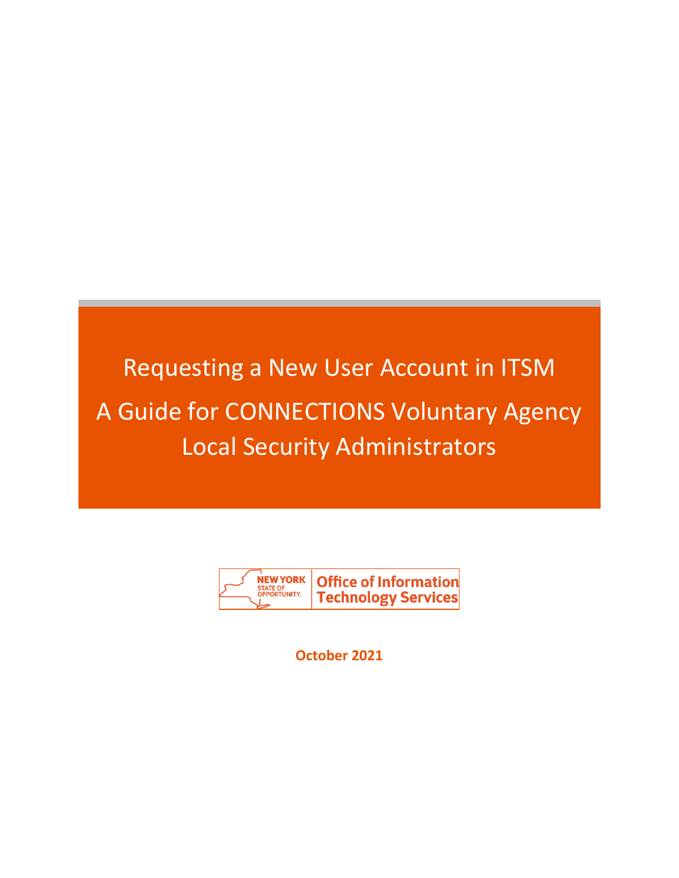# Requesting a New User Account in ITSM

# A Guide for CONNECTIONS Voluntary Agency Local Security Administrators

NEW YORK STATE OF OPPORTUNITY. | Office of Information Technology Services

**October 2021**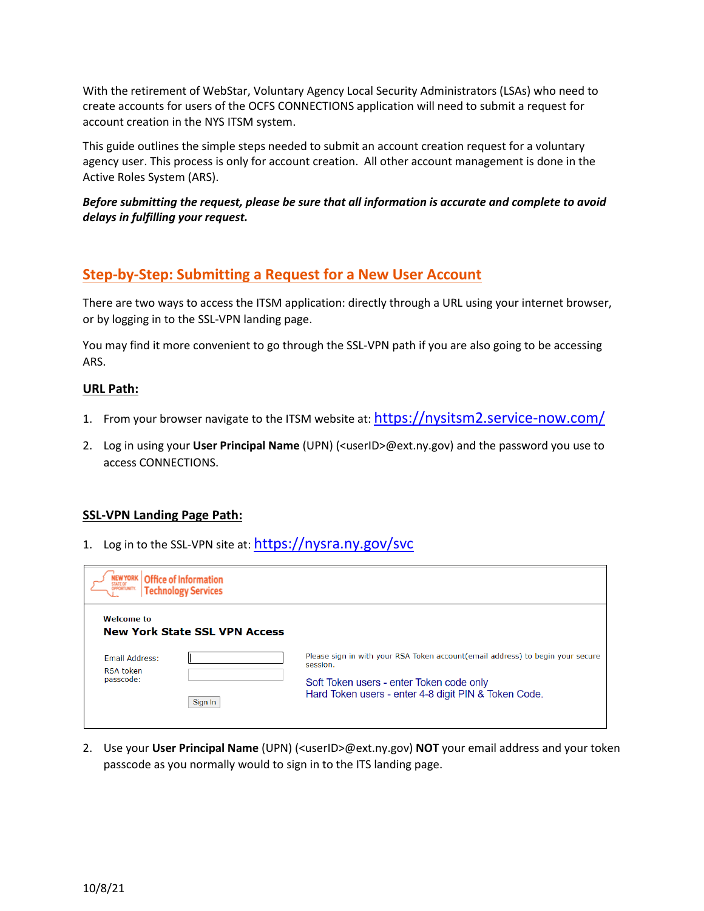With the retirement of WebStar, Voluntary Agency Local Security Administrators (LSAs) who need to create accounts for users of the OCFS CONNECTIONS application will need to submit a request for account creation in the NYS ITSM system.

This guide outlines the simple steps needed to submit an account creation request for a voluntary agency user. This process is only for account creation. All other account management is done in the Active Roles System (ARS).

***Before submitting the request, please be sure that all information is accurate and complete to avoid delays in fulfilling your request.***

## Step-by-Step: Submitting a Request for a New User Account

There are two ways to access the ITSM application: directly through a URL using your internet browser, or by logging in to the SSL-VPN landing page.

You may find it more convenient to go through the SSL-VPN path if you are also going to be accessing ARS.

### URL Path:

1. From your browser navigate to the ITSM website at: https://nysitsm2.service-now.com/
2. Log in using your **User Principal Name** (UPN) (<userID>@ext.ny.gov) and the password you use to access CONNECTIONS.

### SSL-VPN Landing Page Path:

1. Log in to the SSL-VPN site at: https://nysra.ny.gov/svc

NEW YORK STATE OF OPPORTUNITY. | Office of Information Technology Services

Welcome to
**New York State SSL VPN Access**

Email Address:
RSA token passcode:
Sign In

Please sign in with your RSA Token account(email address) to begin your secure session.

Soft Token users - enter Token code only
Hard Token users - enter 4-8 digit PIN & Token Code.

2. Use your **User Principal Name** (UPN) (<userID>@ext.ny.gov) **NOT** your email address and your token passcode as you normally would to sign in to the ITS landing page.

10/8/21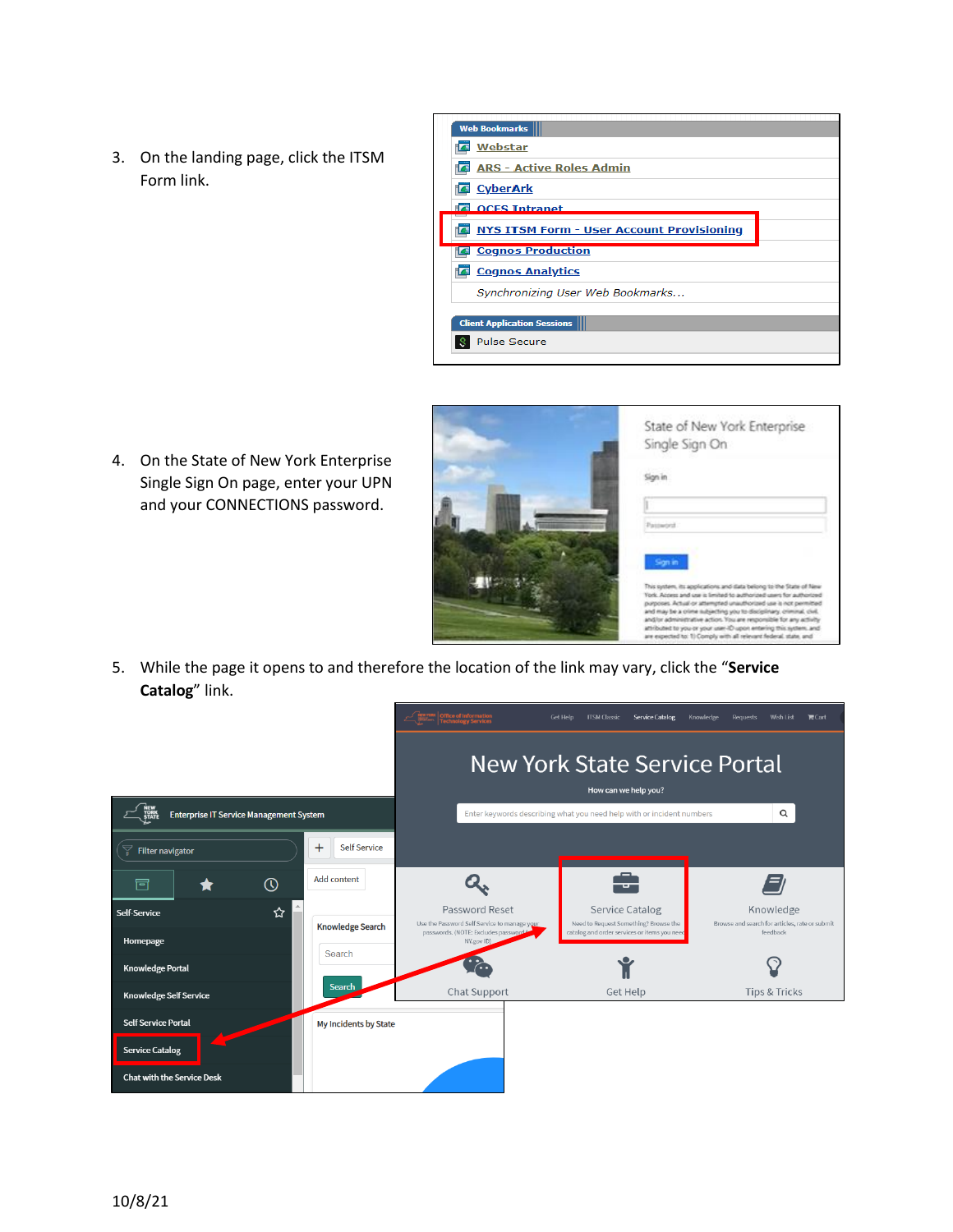3. On the landing page, click the ITSM Form link.

4. On the State of New York Enterprise Single Sign On page, enter your UPN and your CONNECTIONS password.

5. While the page it opens to and therefore the location of the link may vary, click the "**Service Catalog**" link.

10/8/21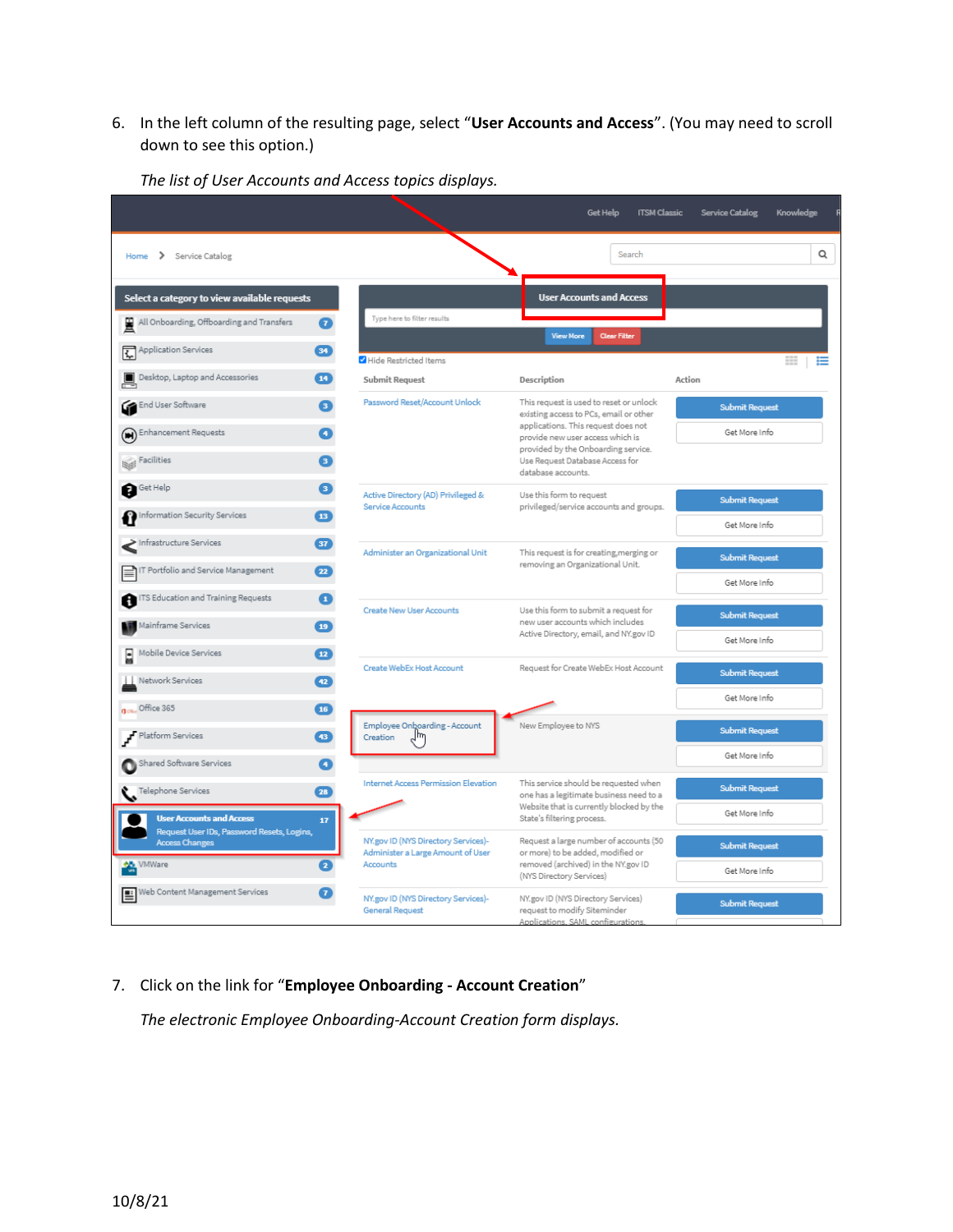6. In the left column of the resulting page, select "**User Accounts and Access**". (You may need to scroll down to see this option.)

   *The list of User Accounts and Access topics displays.*

7. Click on the link for "**Employee Onboarding - Account Creation**"

   *The electronic Employee Onboarding-Account Creation form displays.*

10/8/21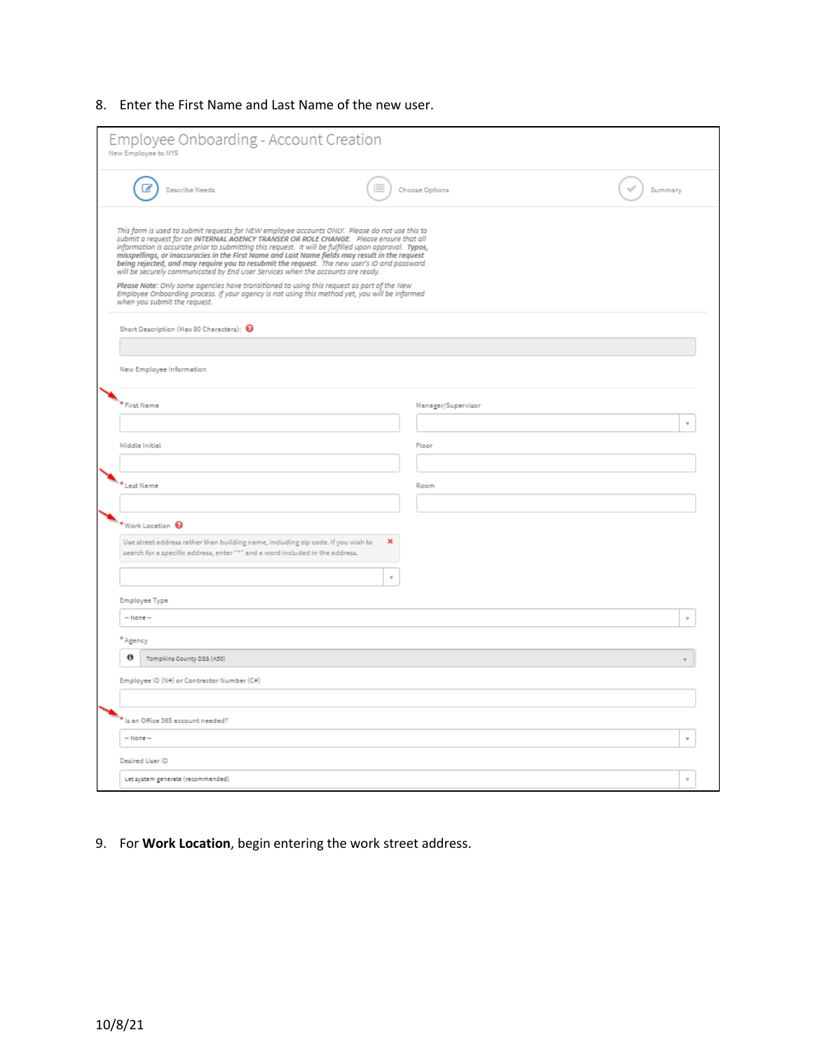8. Enter the First Name and Last Name of the new user.

Employee Onboarding - Account Creation

New Employee to NYS

Describe Needs

Choose Options

Summary

*This form is used to submit requests for NEW employee accounts ONLY. Please do not use this to submit a request for an **INTERNAL AGENCY TRANSFER OR ROLE CHANGE**. Please ensure that all information is accurate prior to submitting this request. It will be fulfilled upon approval. **Typos, misspellings, or inaccuracies in the First Name and Last Name fields may result in the request being rejected, and may require you to resubmit the request.** The new user's ID and password will be securely communicated by End User Services when the accounts are ready.*

***Please Note:** Only some agencies have transitioned to using this request as part of the New Employee Onboarding process. If your agency is not using this method yet, you will be informed when you submit the request.*

Short Description (Max 80 Characters):

New Employee Information

\* First Name

Manager/Supervisor

Middle Initial

Floor

\* Last Name

Room

\* Work Location

Use street address rather than building name, including zip code. If you wish to search for a specific address, enter "*" and a word included in the address.

Employee Type

-- None --

\* Agency

Tompkins County DSS (A50)

Employee ID (N#) or Contractor Number (C#)

\* Is an Office 365 account needed?

-- None --

Desired User ID

Let system generate (recommended)

9. For **Work Location**, begin entering the work street address.

10/8/21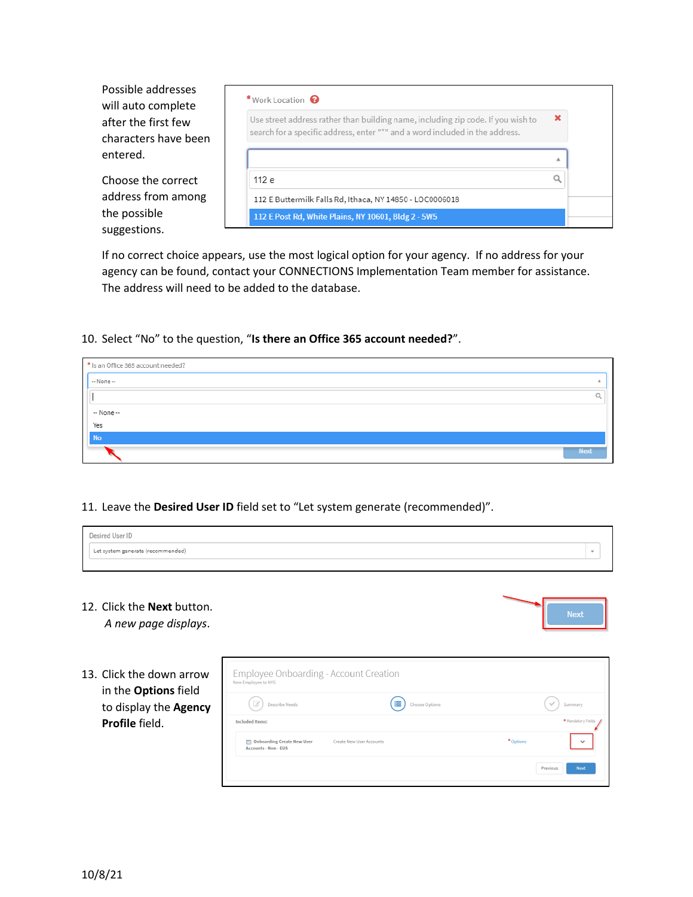Possible addresses will auto complete after the first few characters have been entered.

Choose the correct address from among the possible suggestions.

If no correct choice appears, use the most logical option for your agency. If no address for your agency can be found, contact your CONNECTIONS Implementation Team member for assistance. The address will need to be added to the database.

10. Select "No" to the question, "**Is there an Office 365 account needed?**".

11. Leave the **Desired User ID** field set to "Let system generate (recommended)".

12. Click the **Next** button.
    *A new page displays*.

13. Click the down arrow in the **Options** field to display the **Agency Profile** field.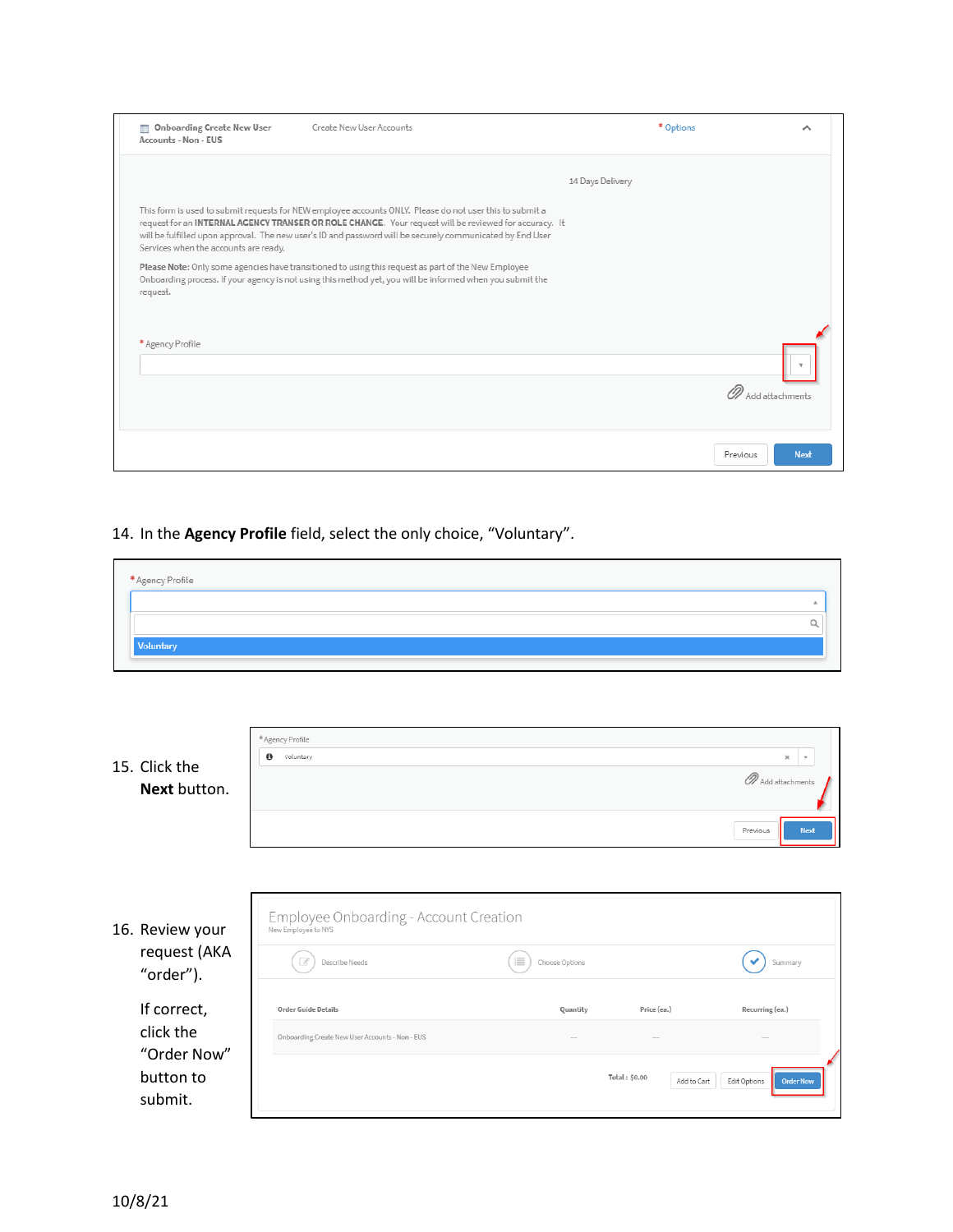Onboarding Create New User Accounts - Non - EUS

Create New User Accounts

* Options

14 Days Delivery

This form is used to submit requests for NEW employee accounts ONLY. Please do not user this to submit a request for an **INTERNAL AGENCY TRANSER OR ROLE CHANCE**. Your request will be reviewed for accuracy. It will be fulfilled upon approval. The new user's ID and password will be securely communicated by End User Services when the accounts are ready.

**Please Note:** Only some agencies have transitioned to using this request as part of the New Employee Onboarding process. If your agency is not using this method yet, you will be informed when you submit the request.

* Agency Profile

Add attachments

Previous Next

14. In the **Agency Profile** field, select the only choice, "Voluntary".

* Agency Profile

Voluntary

15. Click the **Next** button.

* Agency Profile

Voluntary

Add attachments

Previous Next

16. Review your request (AKA "order").

    If correct, click the "Order Now" button to submit.

Employee Onboarding - Account Creation

New Employee to NYS

Describe Needs — Choose Options — Summary

| Order Guide Details | Quantity | Price (ea.) | Recurring (ea.) |
| --- | --- | --- | --- |
| Onboarding Create New User Accounts - Non - EUS | -- | -- | -- |

Total : $0.00

Add to Cart | Edit Options | Order Now

10/8/21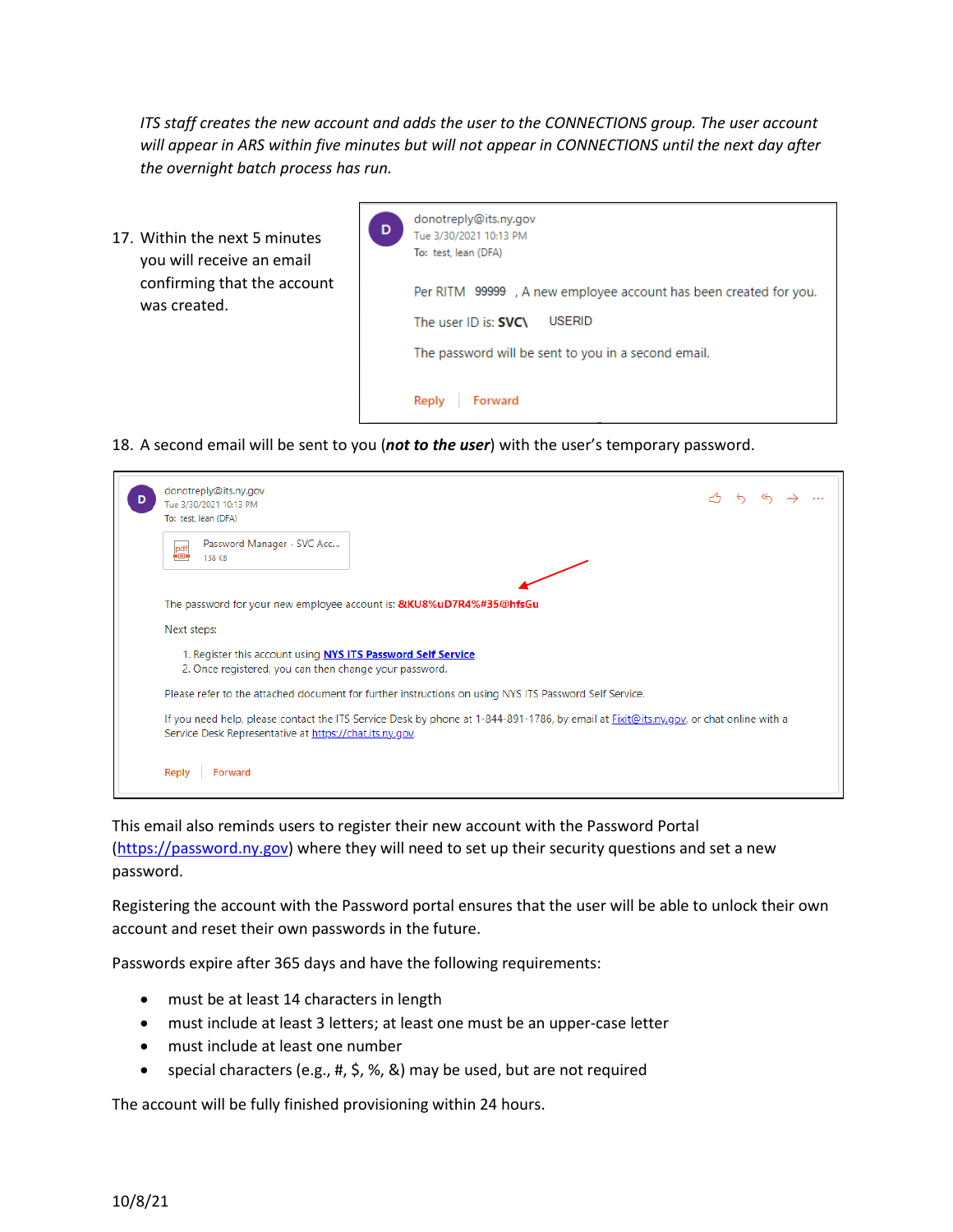*ITS staff creates the new account and adds the user to the CONNECTIONS group. The user account will appear in ARS within five minutes but will not appear in CONNECTIONS until the next day after the overnight batch process has run.*

17. Within the next 5 minutes you will receive an email confirming that the account was created.

    > donotreply@its.ny.gov
    > Tue 3/30/2021 10:13 PM
    > To: test, lean (DFA)
    >
    > Per RITM 99999 , A new employee account has been created for you.
    >
    > The user ID is: **SVC\\** USERID
    >
    > The password will be sent to you in a second email.
    >
    > Reply | Forward

18. A second email will be sent to you (***not to the user***) with the user's temporary password.

    > donotreply@its.ny.gov
    > Tue 3/30/2021 10:13 PM
    > To: test, lean (DFA)
    >
    > Password Manager - SVC Acc...
    > 138 KB
    >
    > The password for your new employee account is: **&KU8%uD7R4%#35@hfsGu**
    >
    > Next steps:
    >
    > 1. Register this account using **NYS ITS Password Self Service**.
    > 2. Once registered, you can then change your password.
    >
    > Please refer to the attached document for further instructions on using NYS ITS Password Self Service.
    >
    > If you need help, please contact the ITS Service Desk by phone at 1-844-891-1786, by email at Fixit@its.ny.gov, or chat online with a Service Desk Representative at https://chat.its.ny.gov.
    >
    > Reply | Forward

This email also reminds users to register their new account with the Password Portal (https://password.ny.gov) where they will need to set up their security questions and set a new password.

Registering the account with the Password portal ensures that the user will be able to unlock their own account and reset their own passwords in the future.

Passwords expire after 365 days and have the following requirements:

- must be at least 14 characters in length
- must include at least 3 letters; at least one must be an upper-case letter
- must include at least one number
- special characters (e.g., #, $, %, &) may be used, but are not required

The account will be fully finished provisioning within 24 hours.

10/8/21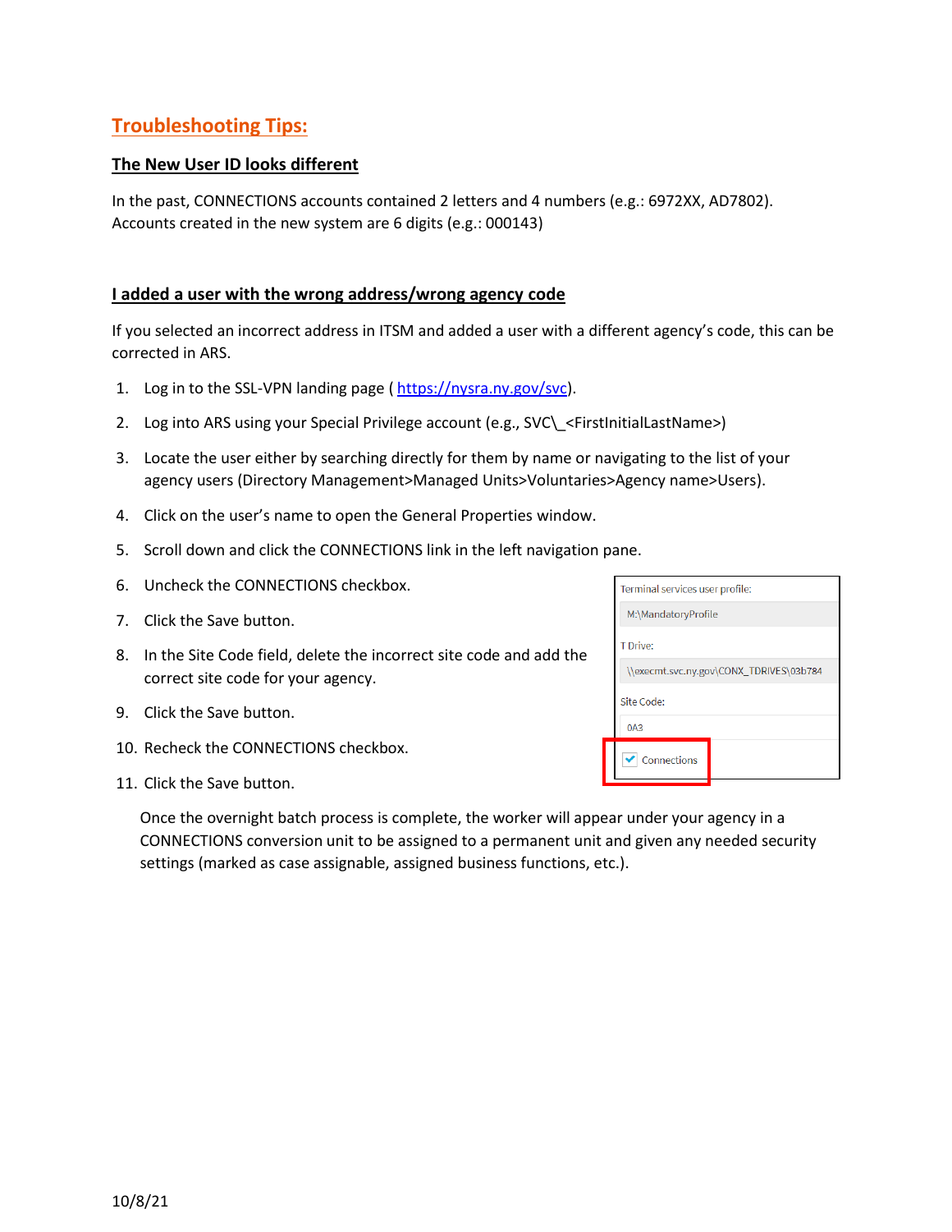## Troubleshooting Tips:

### The New User ID looks different

In the past, CONNECTIONS accounts contained 2 letters and 4 numbers (e.g.: 6972XX, AD7802). Accounts created in the new system are 6 digits (e.g.: 000143)

### I added a user with the wrong address/wrong agency code

If you selected an incorrect address in ITSM and added a user with a different agency's code, this can be corrected in ARS.

1. Log in to the SSL-VPN landing page ( https://nysra.ny.gov/svc).
2. Log into ARS using your Special Privilege account (e.g., SVC\_<FirstInitialLastName>)
3. Locate the user either by searching directly for them by name or navigating to the list of your agency users (Directory Management>Managed Units>Voluntaries>Agency name>Users).
4. Click on the user's name to open the General Properties window.
5. Scroll down and click the CONNECTIONS link in the left navigation pane.
6. Uncheck the CONNECTIONS checkbox.
7. Click the Save button.
8. In the Site Code field, delete the incorrect site code and add the correct site code for your agency.
9. Click the Save button.
10. Recheck the CONNECTIONS checkbox.
11. Click the Save button.

Once the overnight batch process is complete, the worker will appear under your agency in a CONNECTIONS conversion unit to be assigned to a permanent unit and given any needed security settings (marked as case assignable, assigned business functions, etc.).